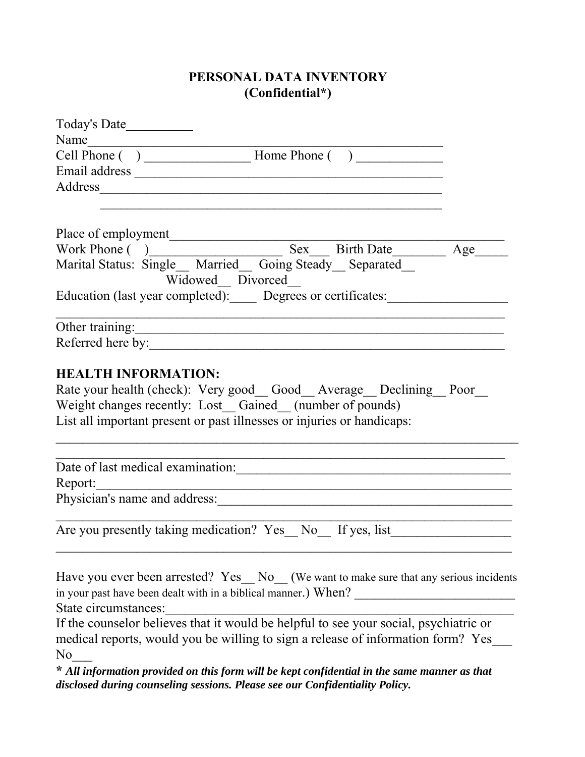# PERSONAL DATA INVENTORY
## (Confidential*)

Today's Date__________
Name______________________________________________________
Cell Phone (   ) ________________ Home Phone (    ) _____________
Email address ______________________________________________
Address____________________________________________________
____________________________________________________

Place of employment__________________________________________________
Work Phone (   )____________________ Sex___ Birth Date________ Age_____
Marital Status: Single__ Married__ Going Steady__ Separated__
Widowed__ Divorced__
Education (last year completed):____ Degrees or certificates:_________________
____________________________________________________________________
Other training:_______________________________________________________
Referred here by:_____________________________________________________

**HEALTH INFORMATION:**

Rate your health (check): Very good__ Good__ Average__ Declining__ Poor__
Weight changes recently: Lost__ Gained__ (number of pounds)
List all important present or past illnesses or injuries or handicaps:
______________________________________________________________________
____________________________________________________________________
Date of last medical examination:_________________________________________
Report:____________________________________________________________
Physician's name and address:____________________________________________
____________________________________________________________________
Are you presently taking medication? Yes__ No__ If yes, list_________________
____________________________________________________________________

Have you ever been arrested? Yes__ No__ (We want to make sure that any serious incidents in your past have been dealt with in a biblical manner.) When? _________________________
State circumstances:____________________________________________________
If the counselor believes that it would be helpful to see your social, psychiatric or medical reports, would you be willing to sign a release of information form? Yes___ No___

***** *All information provided on this form will be kept confidential in the same manner as that disclosed during counseling sessions. Please see our Confidentiality Policy.*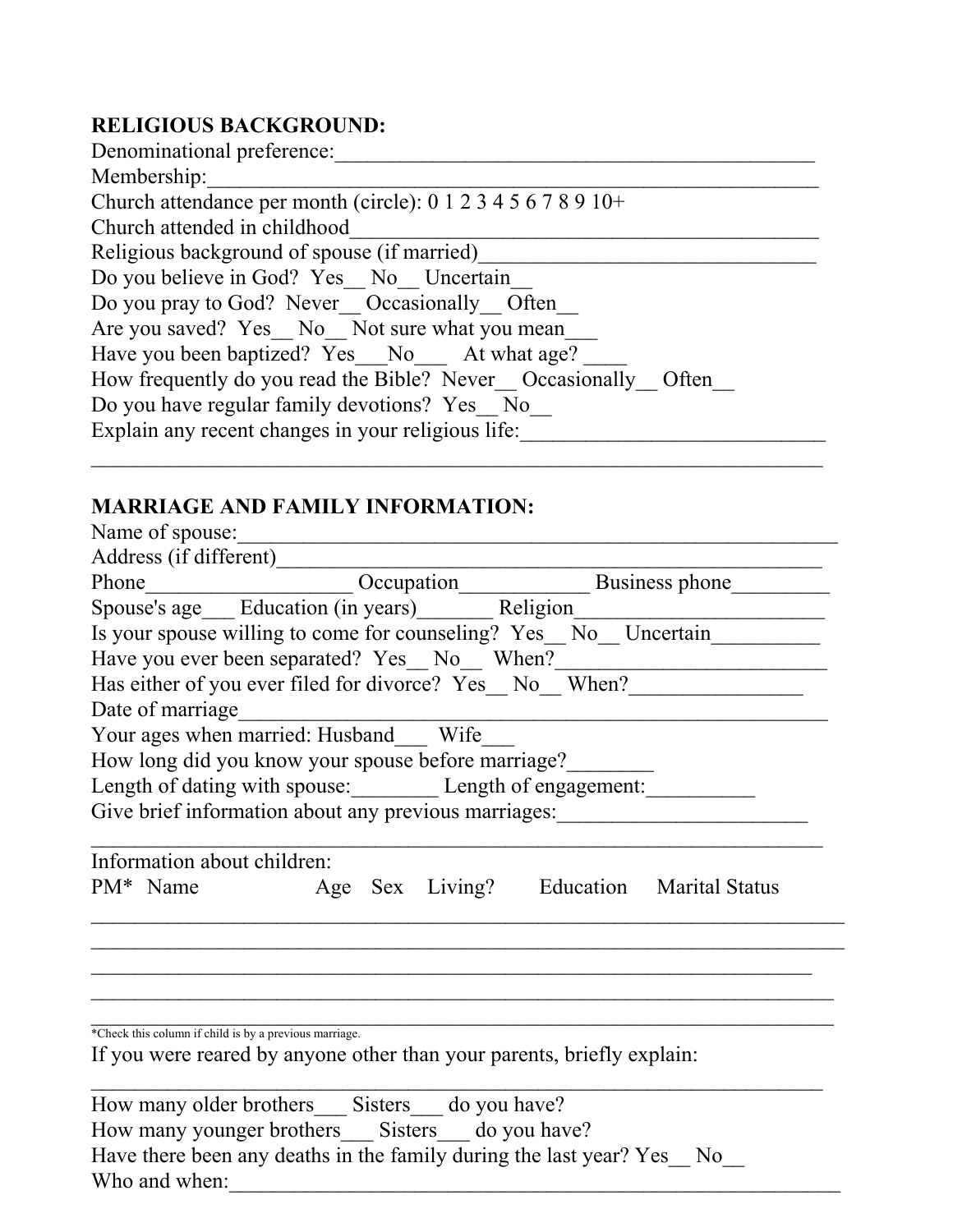**RELIGIOUS BACKGROUND:**

Denominational preference:_______________________________________________

Membership:_______________________________________________________

Church attendance per month (circle): 0 1 2 3 4 5 6 7 8 9 10+

Church attended in childhood_________________________________________

Religious background of spouse (if married)________________________________

Do you believe in God? Yes__ No__ Uncertain__

Do you pray to God? Never__ Occasionally__ Often__

Are you saved? Yes__ No__ Not sure what you mean___

Have you been baptized? Yes___No___ At what age? ____

How frequently do you read the Bible? Never__ Occasionally__ Often__

Do you have regular family devotions? Yes__ No__

Explain any recent changes in your religious life:____________________________

_____________________________________________________________________

**MARRIAGE AND FAMILY INFORMATION:**

Name of spouse:________________________________________________________

Address (if different)____________________________________________________

Phone__________________ Occupation____________ Business phone_________

Spouse's age___ Education (in years)_______ Religion_______________________

Is your spouse willing to come for counseling? Yes__ No__ Uncertain__________

Have you ever been separated? Yes__ No__ When?_________________________

Has either of you ever filed for divorce? Yes__ No__ When?________________

Date of marriage__________________________________________________________

Your ages when married: Husband___ Wife___

How long did you know your spouse before marriage?________

Length of dating with spouse:________ Length of engagement:__________

Give brief information about any previous marriages:_______________________

_____________________________________________________________________

Information about children:

| PM* | Name | Age | Sex | Living? | Education | Marital Status |
|---|---|---|---|---|---|---|
| | | | | | | |
| | | | | | | |
| | | | | | | |
| | | | | | | |
| | | | | | | |

*Check this column if child is by a previous marriage.

If you were reared by anyone other than your parents, briefly explain:

_____________________________________________________________________

How many older brothers___ Sisters___ do you have?

How many younger brothers___ Sisters___ do you have?

Have there been any deaths in the family during the last year? Yes__ No__

Who and when:___________________________________________________________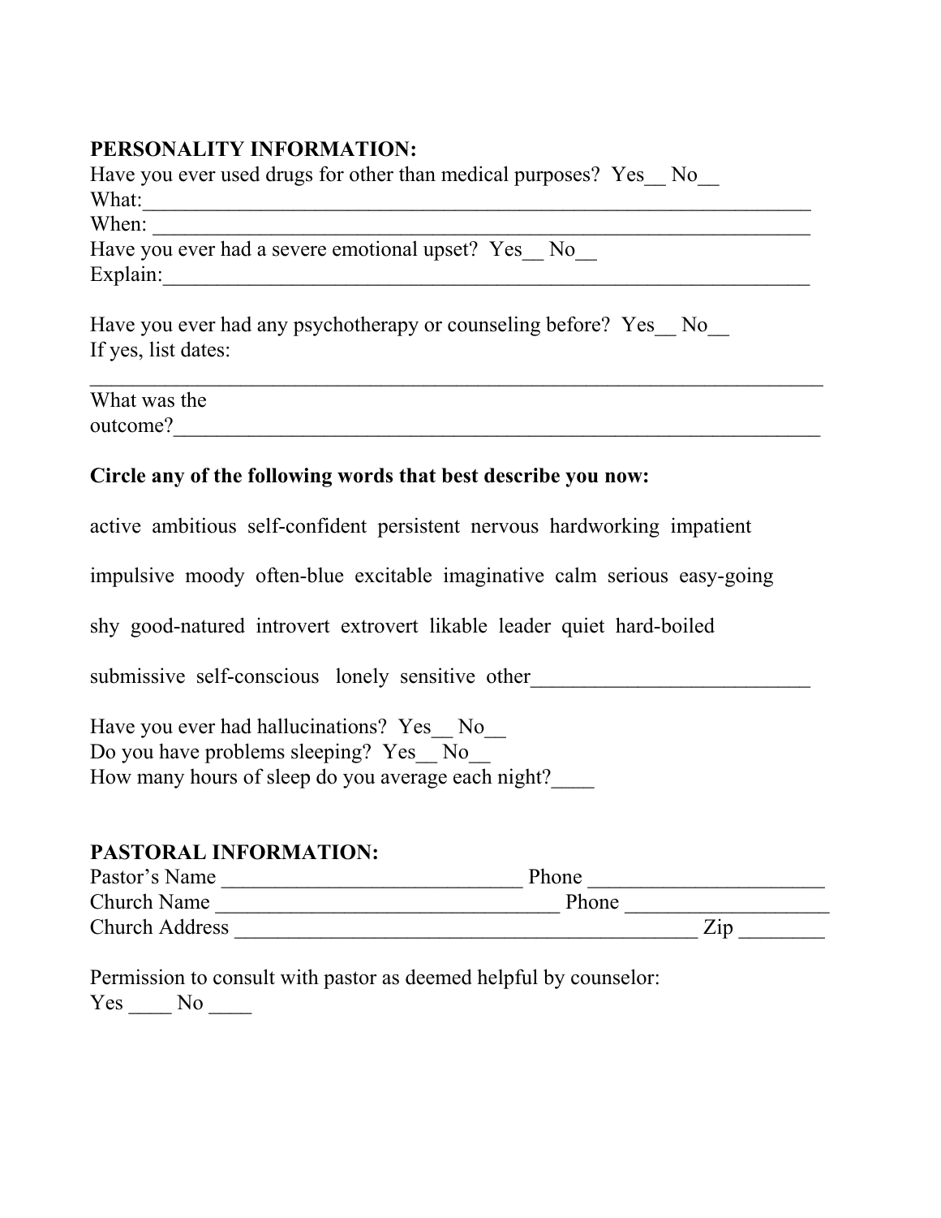**PERSONALITY INFORMATION:**

Have you ever used drugs for other than medical purposes? Yes__ No__

What:_________________________________________________________________

When: ________________________________________________________________

Have you ever had a severe emotional upset? Yes__ No__

Explain:_______________________________________________________________

Have you ever had any psychotherapy or counseling before? Yes__ No__

If yes, list dates:

_____________________________________________________________________

What was the outcome?__________________________________________________________

**Circle any of the following words that best describe you now:**

active ambitious self-confident persistent nervous hardworking impatient

impulsive moody often-blue excitable imaginative calm serious easy-going

shy good-natured introvert extrovert likable leader quiet hard-boiled

submissive self-conscious lonely sensitive other__________________________

Have you ever had hallucinations? Yes__ No__

Do you have problems sleeping? Yes__ No__

How many hours of sleep do you average each night?____

**PASTORAL INFORMATION:**

Pastor's Name _____________________________ Phone ______________________

Church Name ________________________________ Phone ___________________

Church Address ____________________________________________ Zip ________

Permission to consult with pastor as deemed helpful by counselor:

Yes ____ No ____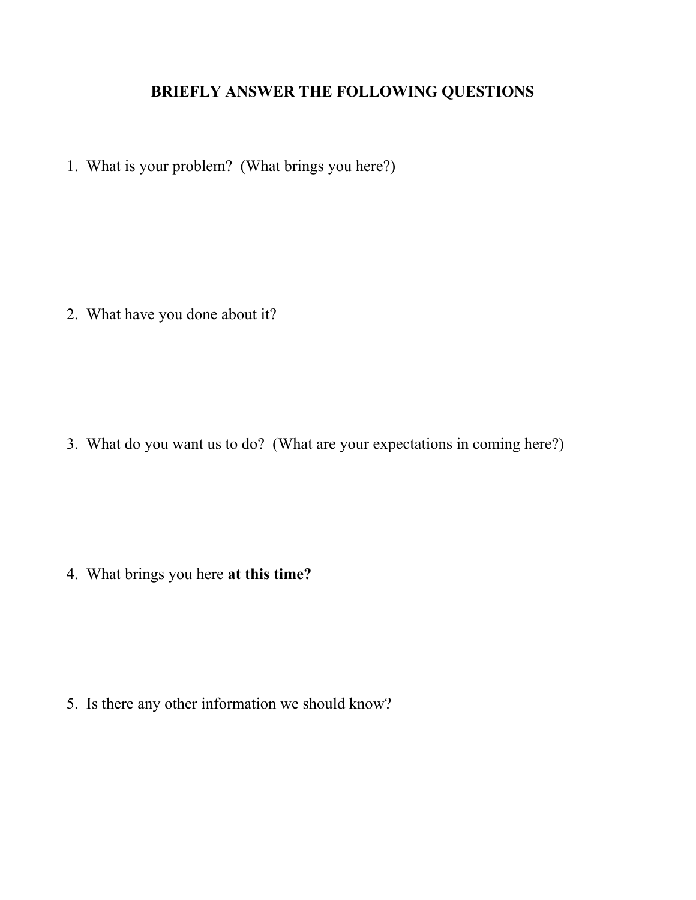# BRIEFLY ANSWER THE FOLLOWING QUESTIONS

1. What is your problem? (What brings you here?)

2. What have you done about it?

3. What do you want us to do? (What are your expectations in coming here?)

4. What brings you here **at this time?**

5. Is there any other information we should know?